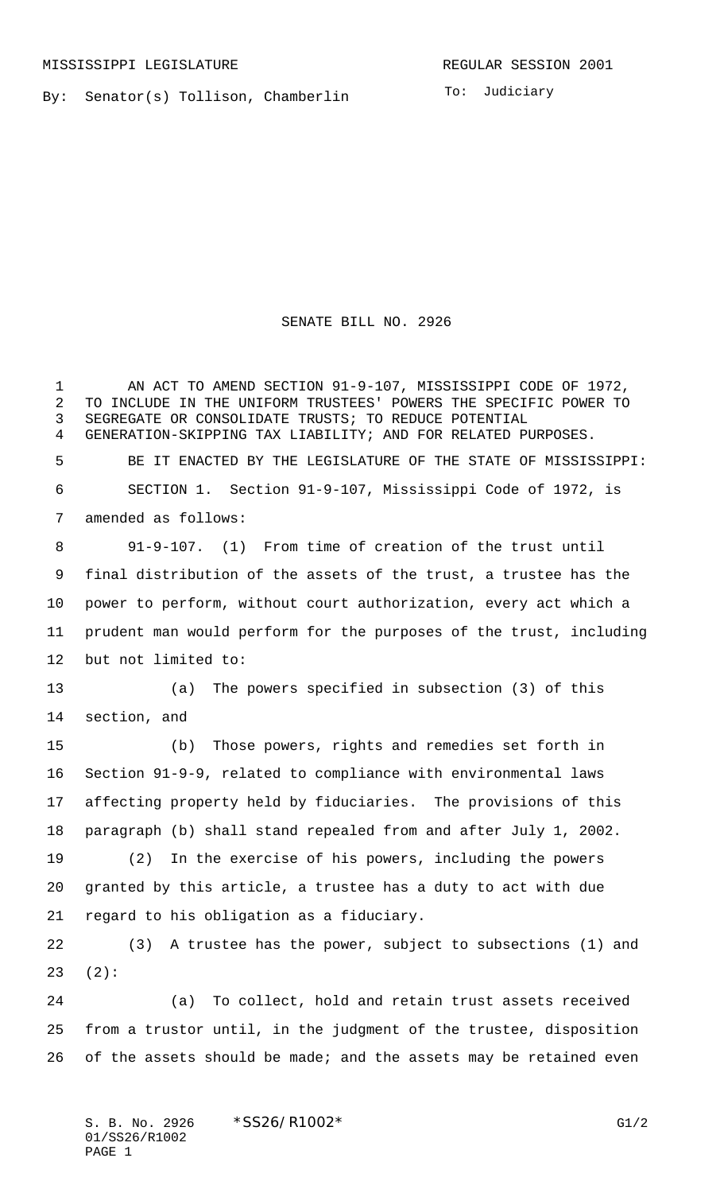MISSISSIPPI LEGISLATURE REGULAR SESSION 2001

By: Senator(s) Tollison, Chamberlin

To: Judiciary

# SENATE BILL NO. 2926

AN ACT TO AMEND SECTION 91-9-107, MISSISSIPPI CODE OF 1972, TO INCLUDE IN THE UNIFORM TRUSTEES' POWERS THE SPECIFIC POWER TO SEGREGATE OR CONSOLIDATE TRUSTS; TO REDUCE POTENTIAL GENERATION-SKIPPING TAX LIABILITY; AND FOR RELATED PURPOSES.

BE IT ENACTED BY THE LEGISLATURE OF THE STATE OF MISSISSIPPI:

SECTION 1. Section 91-9-107, Mississippi Code of 1972, is amended as follows:

91-9-107. (1) From time of creation of the trust until final distribution of the assets of the trust, a trustee has the power to perform, without court authorization, every act which a prudent man would perform for the purposes of the trust, including but not limited to:

(a) The powers specified in subsection (3) of this section, and

(b) Those powers, rights and remedies set forth in Section 91-9-9, related to compliance with environmental laws affecting property held by fiduciaries. The provisions of this paragraph (b) shall stand repealed from and after July 1, 2002.

(2) In the exercise of his powers, including the powers granted by this article, a trustee has a duty to act with due regard to his obligation as a fiduciary.

(3) A trustee has the power, subject to subsections (1) and (2):

(a) To collect, hold and retain trust assets received from a trustor until, in the judgment of the trustee, disposition of the assets should be made; and the assets may be retained even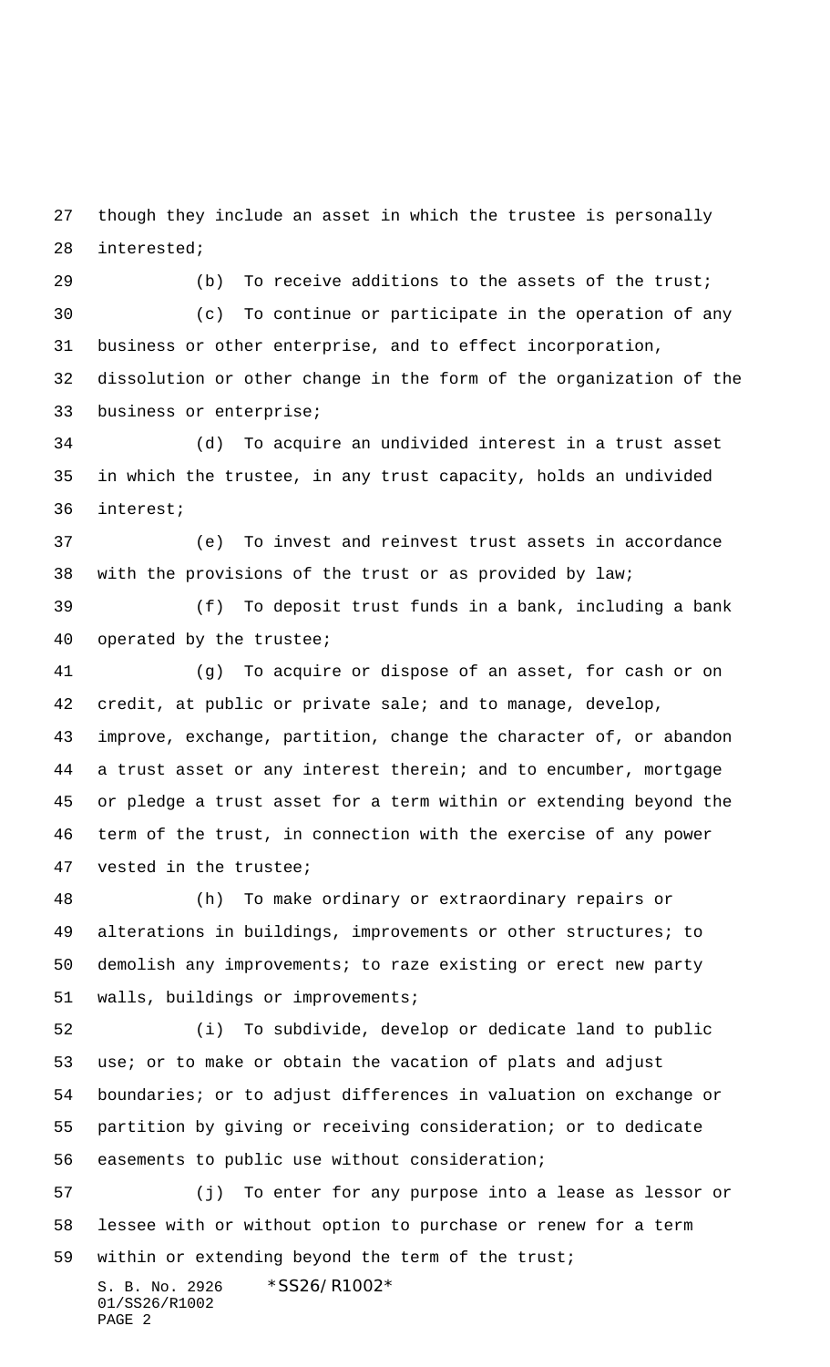though they include an asset in which the trustee is personally interested;

(b) To receive additions to the assets of the trust;

(c) To continue or participate in the operation of any business or other enterprise, and to effect incorporation, dissolution or other change in the form of the organization of the business or enterprise;

(d) To acquire an undivided interest in a trust asset in which the trustee, in any trust capacity, holds an undivided interest;

(e) To invest and reinvest trust assets in accordance with the provisions of the trust or as provided by law;

(f) To deposit trust funds in a bank, including a bank operated by the trustee;

(g) To acquire or dispose of an asset, for cash or on credit, at public or private sale; and to manage, develop, improve, exchange, partition, change the character of, or abandon a trust asset or any interest therein; and to encumber, mortgage or pledge a trust asset for a term within or extending beyond the term of the trust, in connection with the exercise of any power vested in the trustee;

(h) To make ordinary or extraordinary repairs or alterations in buildings, improvements or other structures; to demolish any improvements; to raze existing or erect new party walls, buildings or improvements;

(i) To subdivide, develop or dedicate land to public use; or to make or obtain the vacation of plats and adjust boundaries; or to adjust differences in valuation on exchange or partition by giving or receiving consideration; or to dedicate easements to public use without consideration;

(j) To enter for any purpose into a lease as lessor or lessee with or without option to purchase or renew for a term within or extending beyond the term of the trust;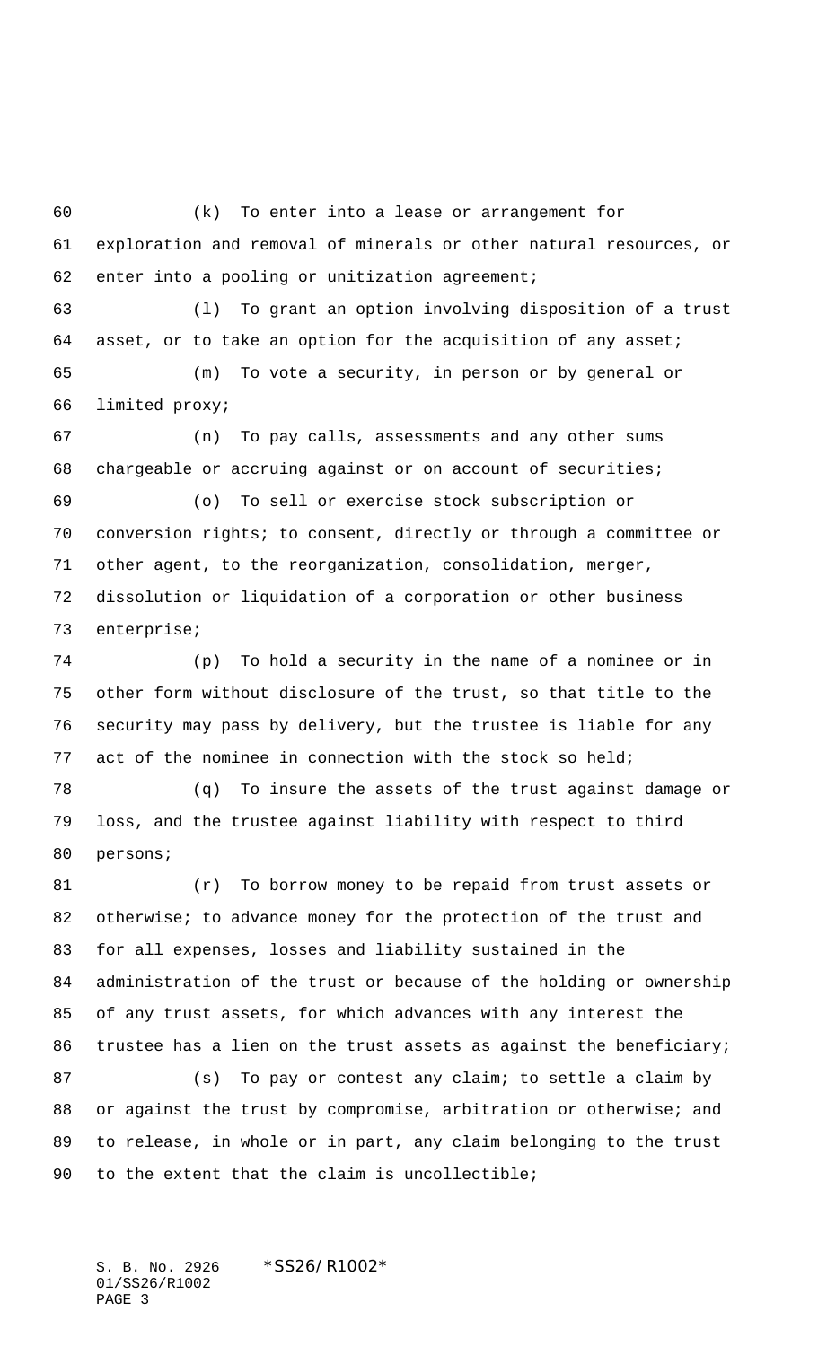(k) To enter into a lease or arrangement for exploration and removal of minerals or other natural resources, or enter into a pooling or unitization agreement;

(l) To grant an option involving disposition of a trust asset, or to take an option for the acquisition of any asset;

(m) To vote a security, in person or by general or limited proxy;

(n) To pay calls, assessments and any other sums chargeable or accruing against or on account of securities;

(o) To sell or exercise stock subscription or conversion rights; to consent, directly or through a committee or other agent, to the reorganization, consolidation, merger, dissolution or liquidation of a corporation or other business enterprise;

(p) To hold a security in the name of a nominee or in other form without disclosure of the trust, so that title to the security may pass by delivery, but the trustee is liable for any act of the nominee in connection with the stock so held;

(q) To insure the assets of the trust against damage or loss, and the trustee against liability with respect to third persons;

(r) To borrow money to be repaid from trust assets or otherwise; to advance money for the protection of the trust and for all expenses, losses and liability sustained in the administration of the trust or because of the holding or ownership of any trust assets, for which advances with any interest the trustee has a lien on the trust assets as against the beneficiary;

(s) To pay or contest any claim; to settle a claim by or against the trust by compromise, arbitration or otherwise; and to release, in whole or in part, any claim belonging to the trust to the extent that the claim is uncollectible;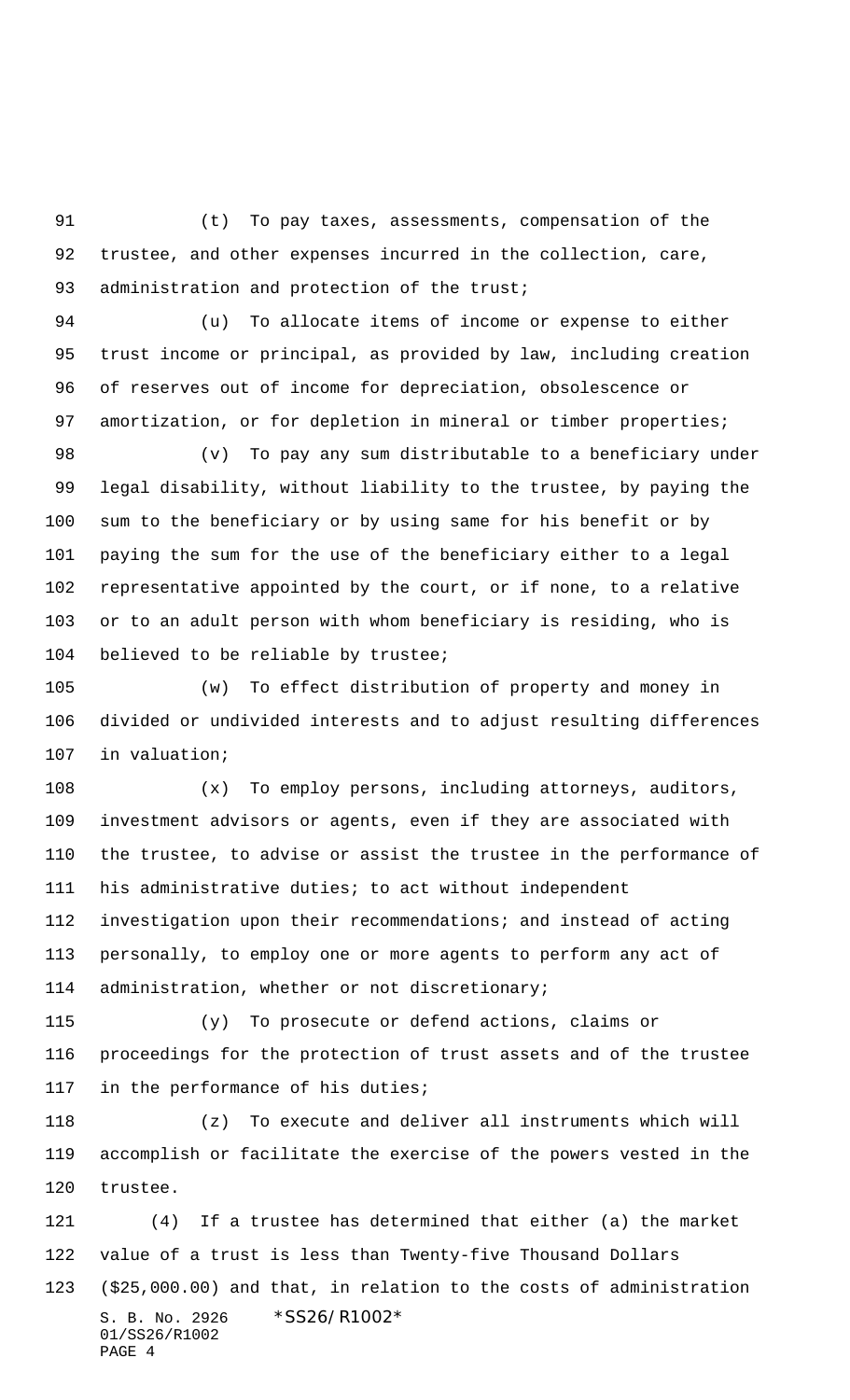(t) To pay taxes, assessments, compensation of the trustee, and other expenses incurred in the collection, care, administration and protection of the trust;

(u) To allocate items of income or expense to either trust income or principal, as provided by law, including creation of reserves out of income for depreciation, obsolescence or amortization, or for depletion in mineral or timber properties;

(v) To pay any sum distributable to a beneficiary under legal disability, without liability to the trustee, by paying the sum to the beneficiary or by using same for his benefit or by paying the sum for the use of the beneficiary either to a legal representative appointed by the court, or if none, to a relative or to an adult person with whom beneficiary is residing, who is believed to be reliable by trustee;

(w) To effect distribution of property and money in divided or undivided interests and to adjust resulting differences in valuation;

(x) To employ persons, including attorneys, auditors, investment advisors or agents, even if they are associated with the trustee, to advise or assist the trustee in the performance of his administrative duties; to act without independent investigation upon their recommendations; and instead of acting personally, to employ one or more agents to perform any act of administration, whether or not discretionary;

(y) To prosecute or defend actions, claims or proceedings for the protection of trust assets and of the trustee in the performance of his duties;

(z) To execute and deliver all instruments which will accomplish or facilitate the exercise of the powers vested in the trustee.

(4) If a trustee has determined that either (a) the market value of a trust is less than Twenty-five Thousand Dollars ($25,000.00) and that, in relation to the costs of administration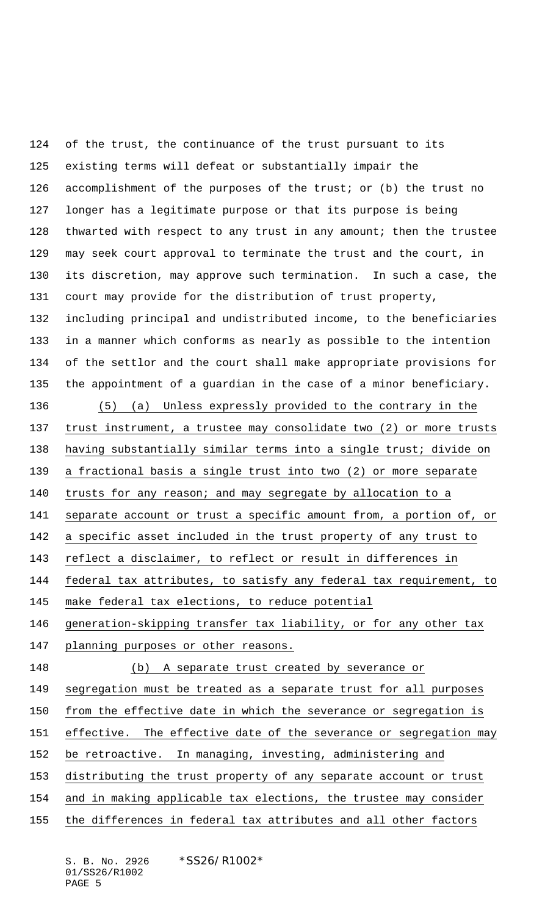of the trust, the continuance of the trust pursuant to its existing terms will defeat or substantially impair the accomplishment of the purposes of the trust; or (b) the trust no longer has a legitimate purpose or that its purpose is being thwarted with respect to any trust in any amount; then the trustee may seek court approval to terminate the trust and the court, in its discretion, may approve such termination. In such a case, the court may provide for the distribution of trust property, including principal and undistributed income, to the beneficiaries in a manner which conforms as nearly as possible to the intention of the settlor and the court shall make appropriate provisions for the appointment of a guardian in the case of a minor beneficiary.

(5) (a) Unless expressly provided to the contrary in the trust instrument, a trustee may consolidate two (2) or more trusts having substantially similar terms into a single trust; divide on a fractional basis a single trust into two (2) or more separate trusts for any reason; and may segregate by allocation to a separate account or trust a specific amount from, a portion of, or a specific asset included in the trust property of any trust to reflect a disclaimer, to reflect or result in differences in federal tax attributes, to satisfy any federal tax requirement, to make federal tax elections, to reduce potential generation-skipping transfer tax liability, or for any other tax planning purposes or other reasons.

(b) A separate trust created by severance or segregation must be treated as a separate trust for all purposes from the effective date in which the severance or segregation is effective. The effective date of the severance or segregation may be retroactive. In managing, investing, administering and distributing the trust property of any separate account or trust and in making applicable tax elections, the trustee may consider the differences in federal tax attributes and all other factors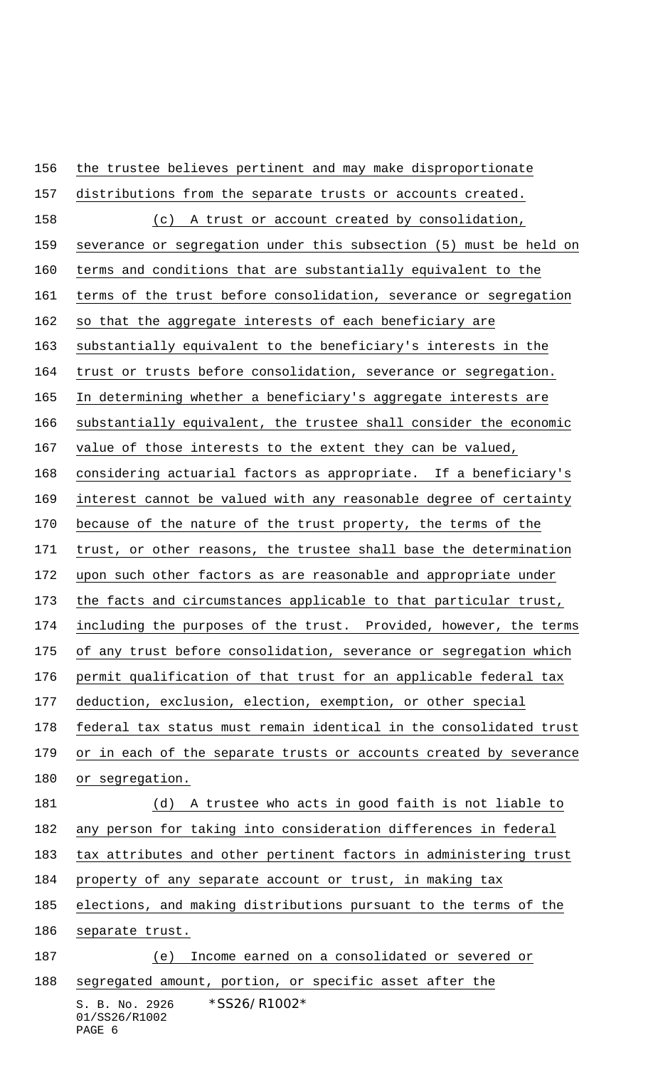the trustee believes pertinent and may make disproportionate distributions from the separate trusts or accounts created.

(c) A trust or account created by consolidation, severance or segregation under this subsection (5) must be held on terms and conditions that are substantially equivalent to the terms of the trust before consolidation, severance or segregation so that the aggregate interests of each beneficiary are substantially equivalent to the beneficiary's interests in the trust or trusts before consolidation, severance or segregation. In determining whether a beneficiary's aggregate interests are substantially equivalent, the trustee shall consider the economic value of those interests to the extent they can be valued, considering actuarial factors as appropriate. If a beneficiary's interest cannot be valued with any reasonable degree of certainty because of the nature of the trust property, the terms of the trust, or other reasons, the trustee shall base the determination upon such other factors as are reasonable and appropriate under the facts and circumstances applicable to that particular trust, including the purposes of the trust. Provided, however, the terms of any trust before consolidation, severance or segregation which permit qualification of that trust for an applicable federal tax deduction, exclusion, election, exemption, or other special federal tax status must remain identical in the consolidated trust or in each of the separate trusts or accounts created by severance or segregation.

(d) A trustee who acts in good faith is not liable to any person for taking into consideration differences in federal tax attributes and other pertinent factors in administering trust property of any separate account or trust, in making tax elections, and making distributions pursuant to the terms of the separate trust.

(e) Income earned on a consolidated or severed or segregated amount, portion, or specific asset after the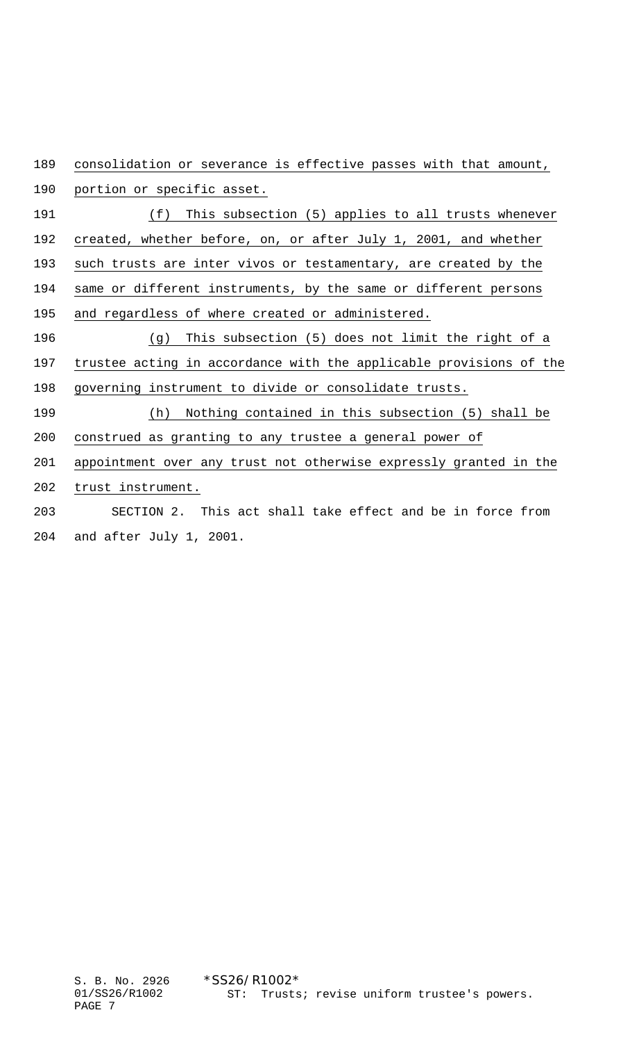consolidation or severance is effective passes with that amount, portion or specific asset.

(f) This subsection (5) applies to all trusts whenever created, whether before, on, or after July 1, 2001, and whether such trusts are inter vivos or testamentary, are created by the same or different instruments, by the same or different persons and regardless of where created or administered.

(g) This subsection (5) does not limit the right of a trustee acting in accordance with the applicable provisions of the governing instrument to divide or consolidate trusts.

(h) Nothing contained in this subsection (5) shall be construed as granting to any trustee a general power of appointment over any trust not otherwise expressly granted in the trust instrument.

SECTION 2. This act shall take effect and be in force from and after July 1, 2001.